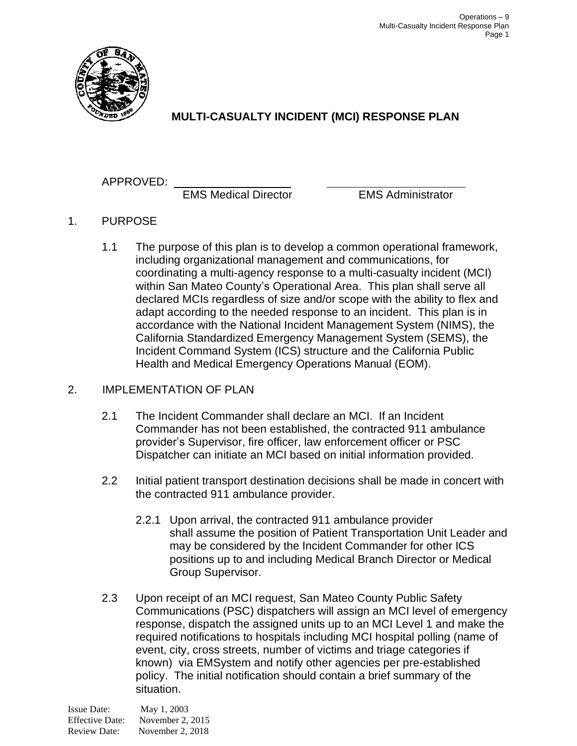# MULTI-CASUALTY INCIDENT (MCI) RESPONSE PLAN

APPROVED: ____________________ ____________________

EMS Medical Director EMS Administrator

1. PURPOSE

   1.1 The purpose of this plan is to develop a common operational framework, including organizational management and communications, for coordinating a multi-agency response to a multi-casualty incident (MCI) within San Mateo County's Operational Area. This plan shall serve all declared MCIs regardless of size and/or scope with the ability to flex and adapt according to the needed response to an incident. This plan is in accordance with the National Incident Management System (NIMS), the California Standardized Emergency Management System (SEMS), the Incident Command System (ICS) structure and the California Public Health and Medical Emergency Operations Manual (EOM).

2. IMPLEMENTATION OF PLAN

   2.1 The Incident Commander shall declare an MCI. If an Incident Commander has not been established, the contracted 911 ambulance provider's Supervisor, fire officer, law enforcement officer or PSC Dispatcher can initiate an MCI based on initial information provided.

   2.2 Initial patient transport destination decisions shall be made in concert with the contracted 911 ambulance provider.

      2.2.1 Upon arrival, the contracted 911 ambulance provider shall assume the position of Patient Transportation Unit Leader and may be considered by the Incident Commander for other ICS positions up to and including Medical Branch Director or Medical Group Supervisor.

   2.3 Upon receipt of an MCI request, San Mateo County Public Safety Communications (PSC) dispatchers will assign an MCI level of emergency response, dispatch the assigned units up to an MCI Level 1 and make the required notifications to hospitals including MCI hospital polling (name of event, city, cross streets, number of victims and triage categories if known) via EMSystem and notify other agencies per pre-established policy. The initial notification should contain a brief summary of the situation.

Issue Date: May 1, 2003
Effective Date: November 2, 2015
Review Date: November 2, 2018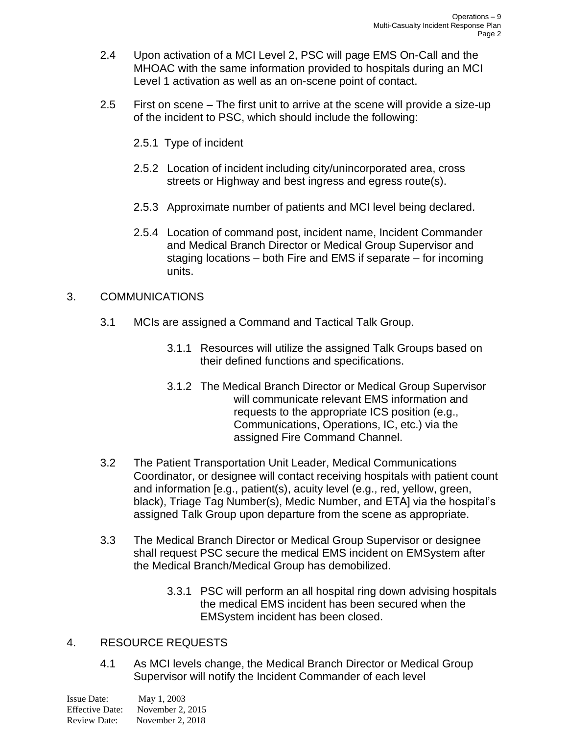2.4 Upon activation of a MCI Level 2, PSC will page EMS On-Call and the MHOAC with the same information provided to hospitals during an MCI Level 1 activation as well as an on-scene point of contact.

2.5 First on scene – The first unit to arrive at the scene will provide a size-up of the incident to PSC, which should include the following:

2.5.1 Type of incident

2.5.2 Location of incident including city/unincorporated area, cross streets or Highway and best ingress and egress route(s).

2.5.3 Approximate number of patients and MCI level being declared.

2.5.4 Location of command post, incident name, Incident Commander and Medical Branch Director or Medical Group Supervisor and staging locations – both Fire and EMS if separate – for incoming units.

## 3. COMMUNICATIONS

3.1 MCIs are assigned a Command and Tactical Talk Group.

3.1.1 Resources will utilize the assigned Talk Groups based on their defined functions and specifications.

3.1.2 The Medical Branch Director or Medical Group Supervisor will communicate relevant EMS information and requests to the appropriate ICS position (e.g., Communications, Operations, IC, etc.) via the assigned Fire Command Channel.

3.2 The Patient Transportation Unit Leader, Medical Communications Coordinator, or designee will contact receiving hospitals with patient count and information [e.g., patient(s), acuity level (e.g., red, yellow, green, black), Triage Tag Number(s), Medic Number, and ETA] via the hospital's assigned Talk Group upon departure from the scene as appropriate.

3.3 The Medical Branch Director or Medical Group Supervisor or designee shall request PSC secure the medical EMS incident on EMSystem after the Medical Branch/Medical Group has demobilized.

3.3.1 PSC will perform an all hospital ring down advising hospitals the medical EMS incident has been secured when the EMSystem incident has been closed.

## 4. RESOURCE REQUESTS

4.1 As MCI levels change, the Medical Branch Director or Medical Group Supervisor will notify the Incident Commander of each level

Issue Date: May 1, 2003
Effective Date: November 2, 2015
Review Date: November 2, 2018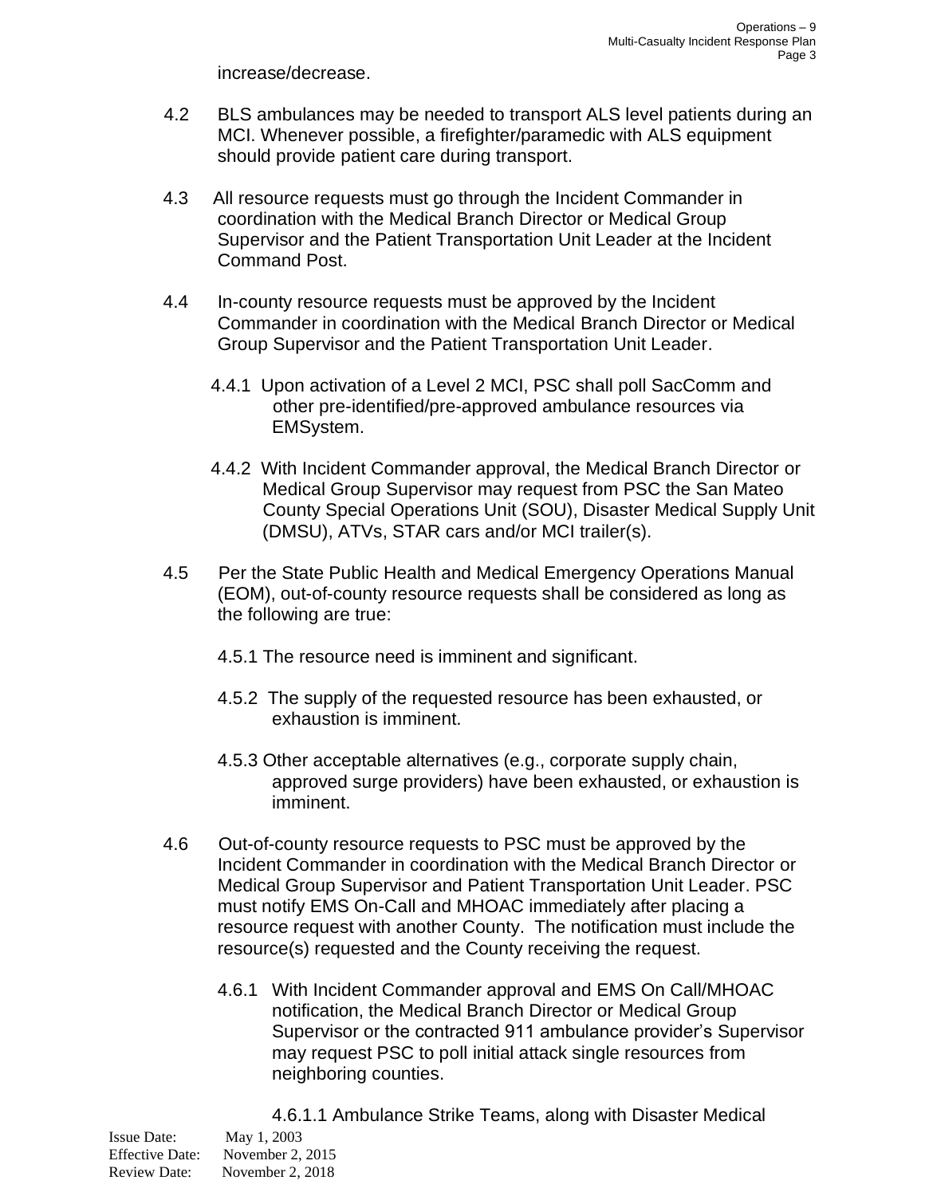increase/decrease.

4.2 BLS ambulances may be needed to transport ALS level patients during an MCI. Whenever possible, a firefighter/paramedic with ALS equipment should provide patient care during transport.

4.3 All resource requests must go through the Incident Commander in coordination with the Medical Branch Director or Medical Group Supervisor and the Patient Transportation Unit Leader at the Incident Command Post.

4.4 In-county resource requests must be approved by the Incident Commander in coordination with the Medical Branch Director or Medical Group Supervisor and the Patient Transportation Unit Leader.

4.4.1 Upon activation of a Level 2 MCI, PSC shall poll SacComm and other pre-identified/pre-approved ambulance resources via EMSystem.

4.4.2 With Incident Commander approval, the Medical Branch Director or Medical Group Supervisor may request from PSC the San Mateo County Special Operations Unit (SOU), Disaster Medical Supply Unit (DMSU), ATVs, STAR cars and/or MCI trailer(s).

4.5 Per the State Public Health and Medical Emergency Operations Manual (EOM), out-of-county resource requests shall be considered as long as the following are true:

4.5.1 The resource need is imminent and significant.

4.5.2 The supply of the requested resource has been exhausted, or exhaustion is imminent.

4.5.3 Other acceptable alternatives (e.g., corporate supply chain, approved surge providers) have been exhausted, or exhaustion is imminent.

4.6 Out-of-county resource requests to PSC must be approved by the Incident Commander in coordination with the Medical Branch Director or Medical Group Supervisor and Patient Transportation Unit Leader. PSC must notify EMS On-Call and MHOAC immediately after placing a resource request with another County. The notification must include the resource(s) requested and the County receiving the request.

4.6.1 With Incident Commander approval and EMS On Call/MHOAC notification, the Medical Branch Director or Medical Group Supervisor or the contracted 911 ambulance provider's Supervisor may request PSC to poll initial attack single resources from neighboring counties.

4.6.1.1 Ambulance Strike Teams, along with Disaster Medical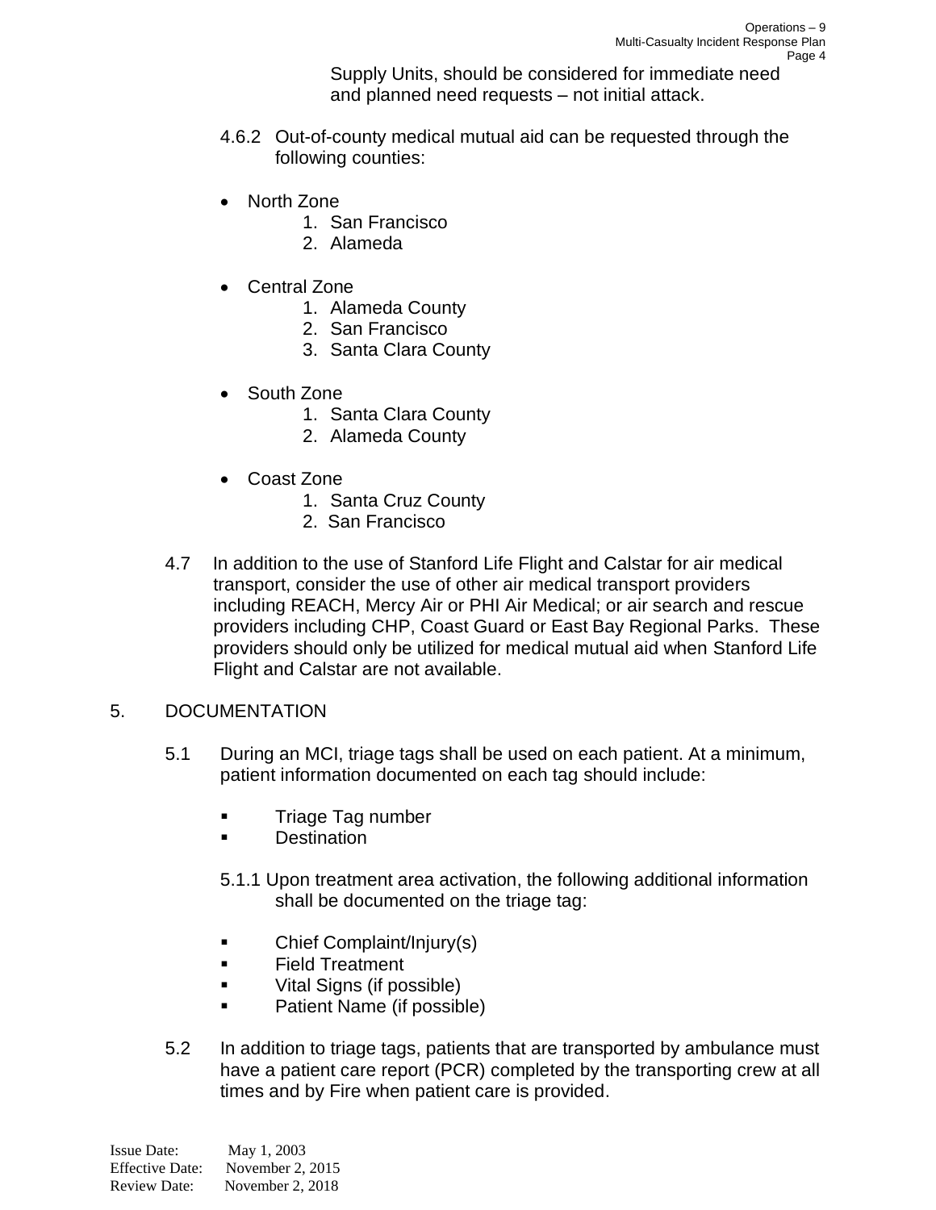Supply Units, should be considered for immediate need and planned need requests – not initial attack.

4.6.2 Out-of-county medical mutual aid can be requested through the following counties:

- North Zone
  1. San Francisco
  2. Alameda

- Central Zone
  1. Alameda County
  2. San Francisco
  3. Santa Clara County

- South Zone
  1. Santa Clara County
  2. Alameda County

- Coast Zone
  1. Santa Cruz County
  2. San Francisco

4.7 In addition to the use of Stanford Life Flight and Calstar for air medical transport, consider the use of other air medical transport providers including REACH, Mercy Air or PHI Air Medical; or air search and rescue providers including CHP, Coast Guard or East Bay Regional Parks. These providers should only be utilized for medical mutual aid when Stanford Life Flight and Calstar are not available.

## 5. DOCUMENTATION

5.1 During an MCI, triage tags shall be used on each patient. At a minimum, patient information documented on each tag should include:

- Triage Tag number
- Destination

5.1.1 Upon treatment area activation, the following additional information shall be documented on the triage tag:

- Chief Complaint/Injury(s)
- Field Treatment
- Vital Signs (if possible)
- Patient Name (if possible)

5.2 In addition to triage tags, patients that are transported by ambulance must have a patient care report (PCR) completed by the transporting crew at all times and by Fire when patient care is provided.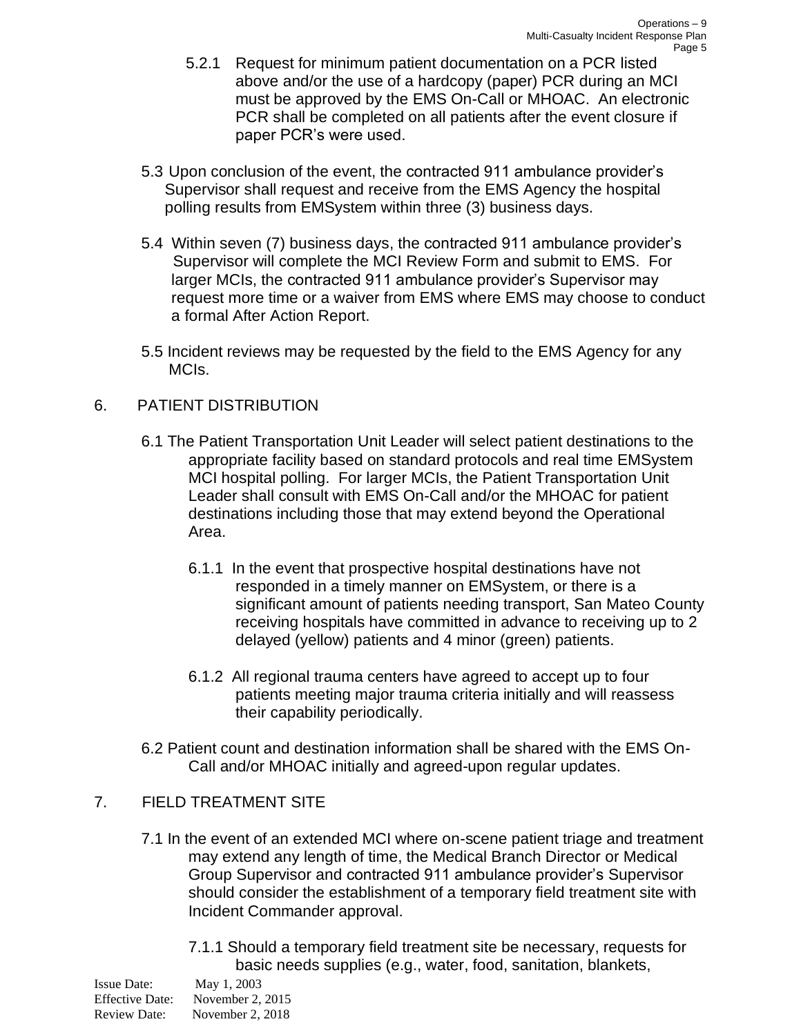5.2.1 Request for minimum patient documentation on a PCR listed above and/or the use of a hardcopy (paper) PCR during an MCI must be approved by the EMS On-Call or MHOAC. An electronic PCR shall be completed on all patients after the event closure if paper PCR's were used.

5.3 Upon conclusion of the event, the contracted 911 ambulance provider's Supervisor shall request and receive from the EMS Agency the hospital polling results from EMSystem within three (3) business days.

5.4 Within seven (7) business days, the contracted 911 ambulance provider's Supervisor will complete the MCI Review Form and submit to EMS. For larger MCIs, the contracted 911 ambulance provider's Supervisor may request more time or a waiver from EMS where EMS may choose to conduct a formal After Action Report.

5.5 Incident reviews may be requested by the field to the EMS Agency for any MCIs.

## 6. PATIENT DISTRIBUTION

6.1 The Patient Transportation Unit Leader will select patient destinations to the appropriate facility based on standard protocols and real time EMSystem MCI hospital polling. For larger MCIs, the Patient Transportation Unit Leader shall consult with EMS On-Call and/or the MHOAC for patient destinations including those that may extend beyond the Operational Area.

6.1.1 In the event that prospective hospital destinations have not responded in a timely manner on EMSystem, or there is a significant amount of patients needing transport, San Mateo County receiving hospitals have committed in advance to receiving up to 2 delayed (yellow) patients and 4 minor (green) patients.

6.1.2 All regional trauma centers have agreed to accept up to four patients meeting major trauma criteria initially and will reassess their capability periodically.

6.2 Patient count and destination information shall be shared with the EMS On-Call and/or MHOAC initially and agreed-upon regular updates.

## 7. FIELD TREATMENT SITE

7.1 In the event of an extended MCI where on-scene patient triage and treatment may extend any length of time, the Medical Branch Director or Medical Group Supervisor and contracted 911 ambulance provider's Supervisor should consider the establishment of a temporary field treatment site with Incident Commander approval.

7.1.1 Should a temporary field treatment site be necessary, requests for basic needs supplies (e.g., water, food, sanitation, blankets,

Issue Date: May 1, 2003
Effective Date: November 2, 2015
Review Date: November 2, 2018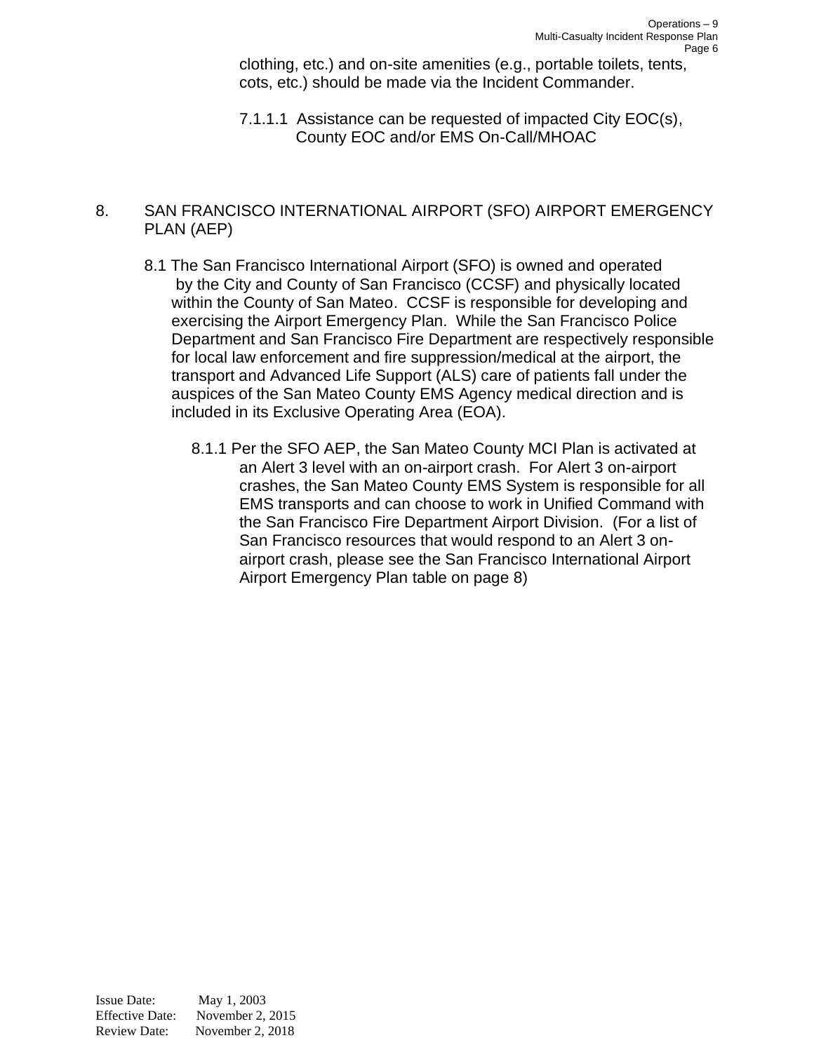clothing, etc.) and on-site amenities (e.g., portable toilets, tents, cots, etc.) should be made via the Incident Commander.

7.1.1.1 Assistance can be requested of impacted City EOC(s), County EOC and/or EMS On-Call/MHOAC

## 8. SAN FRANCISCO INTERNATIONAL AIRPORT (SFO) AIRPORT EMERGENCY PLAN (AEP)

8.1 The San Francisco International Airport (SFO) is owned and operated by the City and County of San Francisco (CCSF) and physically located within the County of San Mateo. CCSF is responsible for developing and exercising the Airport Emergency Plan. While the San Francisco Police Department and San Francisco Fire Department are respectively responsible for local law enforcement and fire suppression/medical at the airport, the transport and Advanced Life Support (ALS) care of patients fall under the auspices of the San Mateo County EMS Agency medical direction and is included in its Exclusive Operating Area (EOA).

8.1.1 Per the SFO AEP, the San Mateo County MCI Plan is activated at an Alert 3 level with an on-airport crash. For Alert 3 on-airport crashes, the San Mateo County EMS System is responsible for all EMS transports and can choose to work in Unified Command with the San Francisco Fire Department Airport Division. (For a list of San Francisco resources that would respond to an Alert 3 on-airport crash, please see the San Francisco International Airport Airport Emergency Plan table on page 8)

Issue Date: May 1, 2003
Effective Date: November 2, 2015
Review Date: November 2, 2018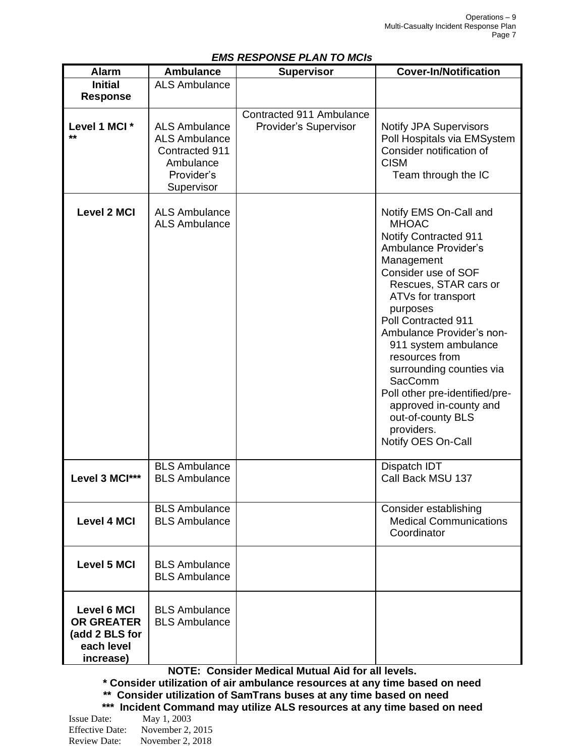### *EMS RESPONSE PLAN TO MCIs*

| Alarm | Ambulance | Supervisor | Cover-In/Notification |
|---|---|---|---|
| **Initial Response** | ALS Ambulance | | |
| **Level 1 MCI * \*\*** | ALS Ambulance<br>ALS Ambulance<br>Contracted 911 Ambulance Provider's Supervisor | Contracted 911 Ambulance Provider's Supervisor | Notify JPA Supervisors<br>Poll Hospitals via EMSystem<br>Consider notification of CISM Team through the IC |
| **Level 2 MCI** | ALS Ambulance<br>ALS Ambulance | | Notify EMS On-Call and MHOAC<br>Notify Contracted 911 Ambulance Provider's Management<br>Consider use of SOF Rescues, STAR cars or ATVs for transport purposes<br>Poll Contracted 911 Ambulance Provider's non-911 system ambulance resources from surrounding counties via SacComm<br>Poll other pre-identified/pre-approved in-county and out-of-county BLS providers.<br>Notify OES On-Call |
| **Level 3 MCI\*\*\*** | BLS Ambulance<br>BLS Ambulance | | Dispatch IDT<br>Call Back MSU 137 |
| **Level 4 MCI** | BLS Ambulance<br>BLS Ambulance | | Consider establishing Medical Communications Coordinator |
| **Level 5 MCI** | BLS Ambulance<br>BLS Ambulance | | |
| **Level 6 MCI OR GREATER (add 2 BLS for each level increase)** | BLS Ambulance<br>BLS Ambulance | | |

**NOTE: Consider Medical Mutual Aid for all levels.**

**\* Consider utilization of air ambulance resources at any time based on need**

**\*\* Consider utilization of SamTrans buses at any time based on need**

**\*\*\* Incident Command may utilize ALS resources at any time based on need**

Issue Date: May 1, 2003
Effective Date: November 2, 2015
Review Date: November 2, 2018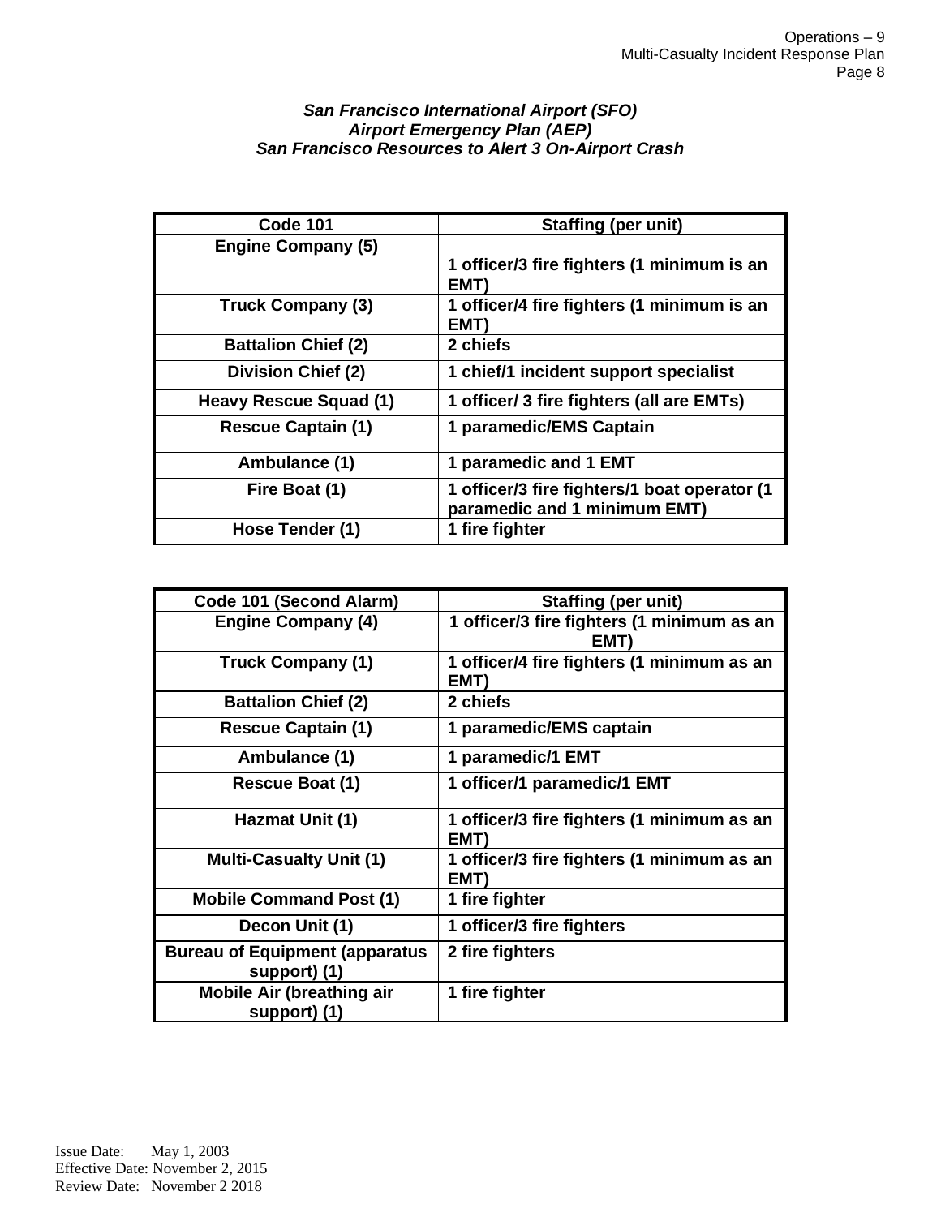***San Francisco International Airport (SFO)***
***Airport Emergency Plan (AEP)***
***San Francisco Resources to Alert 3 On-Airport Crash***

| Code 101 | Staffing (per unit) |
|---|---|
| Engine Company (5) | 1 officer/3 fire fighters (1 minimum is an EMT) |
| Truck Company (3) | 1 officer/4 fire fighters (1 minimum is an EMT) |
| Battalion Chief (2) | 2 chiefs |
| Division Chief (2) | 1 chief/1 incident support specialist |
| Heavy Rescue Squad (1) | 1 officer/ 3 fire fighters (all are EMTs) |
| Rescue Captain (1) | 1 paramedic/EMS Captain |
| Ambulance (1) | 1 paramedic and 1 EMT |
| Fire Boat (1) | 1 officer/3 fire fighters/1 boat operator (1 paramedic and 1 minimum EMT) |
| Hose Tender (1) | 1 fire fighter |

| Code 101 (Second Alarm) | Staffing (per unit) |
|---|---|
| Engine Company (4) | 1 officer/3 fire fighters (1 minimum as an EMT) |
| Truck Company (1) | 1 officer/4 fire fighters (1 minimum as an EMT) |
| Battalion Chief (2) | 2 chiefs |
| Rescue Captain (1) | 1 paramedic/EMS captain |
| Ambulance (1) | 1 paramedic/1 EMT |
| Rescue Boat (1) | 1 officer/1 paramedic/1 EMT |
| Hazmat Unit (1) | 1 officer/3 fire fighters (1 minimum as an EMT) |
| Multi-Casualty Unit (1) | 1 officer/3 fire fighters (1 minimum as an EMT) |
| Mobile Command Post (1) | 1 fire fighter |
| Decon Unit (1) | 1 officer/3 fire fighters |
| Bureau of Equipment (apparatus support) (1) | 2 fire fighters |
| Mobile Air (breathing air support) (1) | 1 fire fighter |

Issue Date: May 1, 2003
Effective Date: November 2, 2015
Review Date: November 2 2018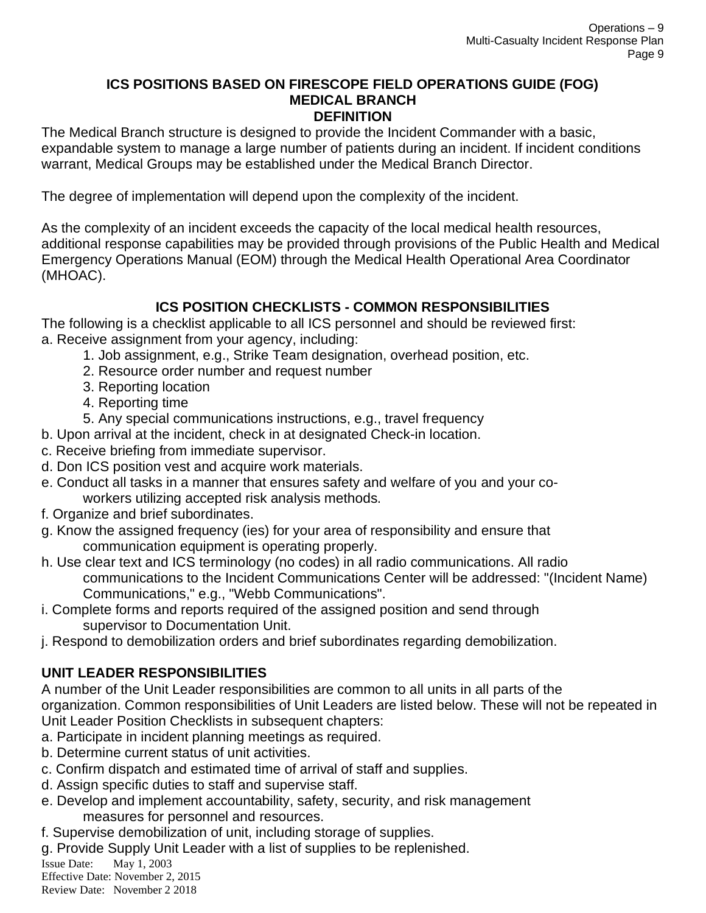## ICS POSITIONS BASED ON FIRESCOPE FIELD OPERATIONS GUIDE (FOG)
## MEDICAL BRANCH
### DEFINITION

The Medical Branch structure is designed to provide the Incident Commander with a basic, expandable system to manage a large number of patients during an incident. If incident conditions warrant, Medical Groups may be established under the Medical Branch Director.

The degree of implementation will depend upon the complexity of the incident.

As the complexity of an incident exceeds the capacity of the local medical health resources, additional response capabilities may be provided through provisions of the Public Health and Medical Emergency Operations Manual (EOM) through the Medical Health Operational Area Coordinator (MHOAC).

### ICS POSITION CHECKLISTS - COMMON RESPONSIBILITIES

The following is a checklist applicable to all ICS personnel and should be reviewed first:

a. Receive assignment from your agency, including:
   1. Job assignment, e.g., Strike Team designation, overhead position, etc.
   2. Resource order number and request number
   3. Reporting location
   4. Reporting time
   5. Any special communications instructions, e.g., travel frequency

b. Upon arrival at the incident, check in at designated Check-in location.

c. Receive briefing from immediate supervisor.

d. Don ICS position vest and acquire work materials.

e. Conduct all tasks in a manner that ensures safety and welfare of you and your co-workers utilizing accepted risk analysis methods.

f. Organize and brief subordinates.

g. Know the assigned frequency (ies) for your area of responsibility and ensure that communication equipment is operating properly.

h. Use clear text and ICS terminology (no codes) in all radio communications. All radio communications to the Incident Communications Center will be addressed: "(Incident Name) Communications," e.g., "Webb Communications".

i. Complete forms and reports required of the assigned position and send through supervisor to Documentation Unit.

j. Respond to demobilization orders and brief subordinates regarding demobilization.

### UNIT LEADER RESPONSIBILITIES

A number of the Unit Leader responsibilities are common to all units in all parts of the organization. Common responsibilities of Unit Leaders are listed below. These will not be repeated in Unit Leader Position Checklists in subsequent chapters:

a. Participate in incident planning meetings as required.

b. Determine current status of unit activities.

c. Confirm dispatch and estimated time of arrival of staff and supplies.

d. Assign specific duties to staff and supervise staff.

e. Develop and implement accountability, safety, security, and risk management measures for personnel and resources.

f. Supervise demobilization of unit, including storage of supplies.

g. Provide Supply Unit Leader with a list of supplies to be replenished.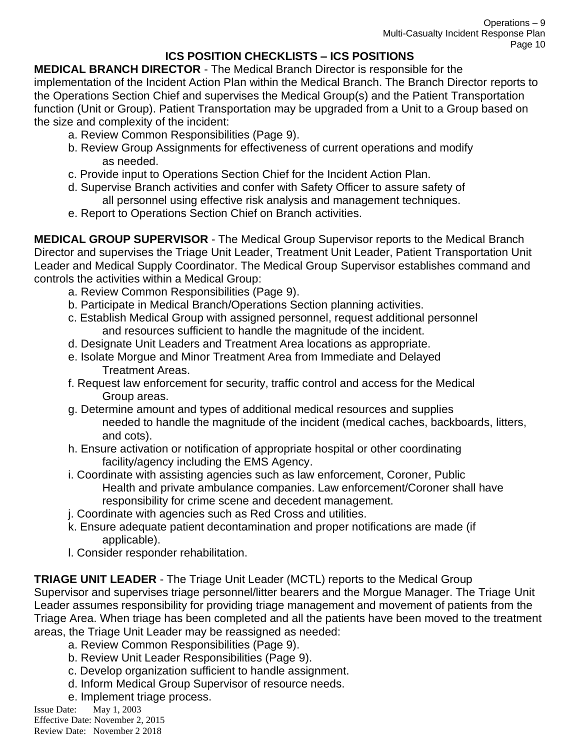## ICS POSITION CHECKLISTS – ICS POSITIONS

**MEDICAL BRANCH DIRECTOR** - The Medical Branch Director is responsible for the implementation of the Incident Action Plan within the Medical Branch. The Branch Director reports to the Operations Section Chief and supervises the Medical Group(s) and the Patient Transportation function (Unit or Group). Patient Transportation may be upgraded from a Unit to a Group based on the size and complexity of the incident:

a. Review Common Responsibilities (Page 9).
b. Review Group Assignments for effectiveness of current operations and modify as needed.
c. Provide input to Operations Section Chief for the Incident Action Plan.
d. Supervise Branch activities and confer with Safety Officer to assure safety of all personnel using effective risk analysis and management techniques.
e. Report to Operations Section Chief on Branch activities.

**MEDICAL GROUP SUPERVISOR** - The Medical Group Supervisor reports to the Medical Branch Director and supervises the Triage Unit Leader, Treatment Unit Leader, Patient Transportation Unit Leader and Medical Supply Coordinator. The Medical Group Supervisor establishes command and controls the activities within a Medical Group:

a. Review Common Responsibilities (Page 9).
b. Participate in Medical Branch/Operations Section planning activities.
c. Establish Medical Group with assigned personnel, request additional personnel and resources sufficient to handle the magnitude of the incident.
d. Designate Unit Leaders and Treatment Area locations as appropriate.
e. Isolate Morgue and Minor Treatment Area from Immediate and Delayed Treatment Areas.
f. Request law enforcement for security, traffic control and access for the Medical Group areas.
g. Determine amount and types of additional medical resources and supplies needed to handle the magnitude of the incident (medical caches, backboards, litters, and cots).
h. Ensure activation or notification of appropriate hospital or other coordinating facility/agency including the EMS Agency.
i. Coordinate with assisting agencies such as law enforcement, Coroner, Public Health and private ambulance companies. Law enforcement/Coroner shall have responsibility for crime scene and decedent management.
j. Coordinate with agencies such as Red Cross and utilities.
k. Ensure adequate patient decontamination and proper notifications are made (if applicable).
l. Consider responder rehabilitation.

**TRIAGE UNIT LEADER** - The Triage Unit Leader (MCTL) reports to the Medical Group Supervisor and supervises triage personnel/litter bearers and the Morgue Manager. The Triage Unit Leader assumes responsibility for providing triage management and movement of patients from the Triage Area. When triage has been completed and all the patients have been moved to the treatment areas, the Triage Unit Leader may be reassigned as needed:

a. Review Common Responsibilities (Page 9).
b. Review Unit Leader Responsibilities (Page 9).
c. Develop organization sufficient to handle assignment.
d. Inform Medical Group Supervisor of resource needs.
e. Implement triage process.

Issue Date: May 1, 2003
Effective Date: November 2, 2015
Review Date: November 2 2018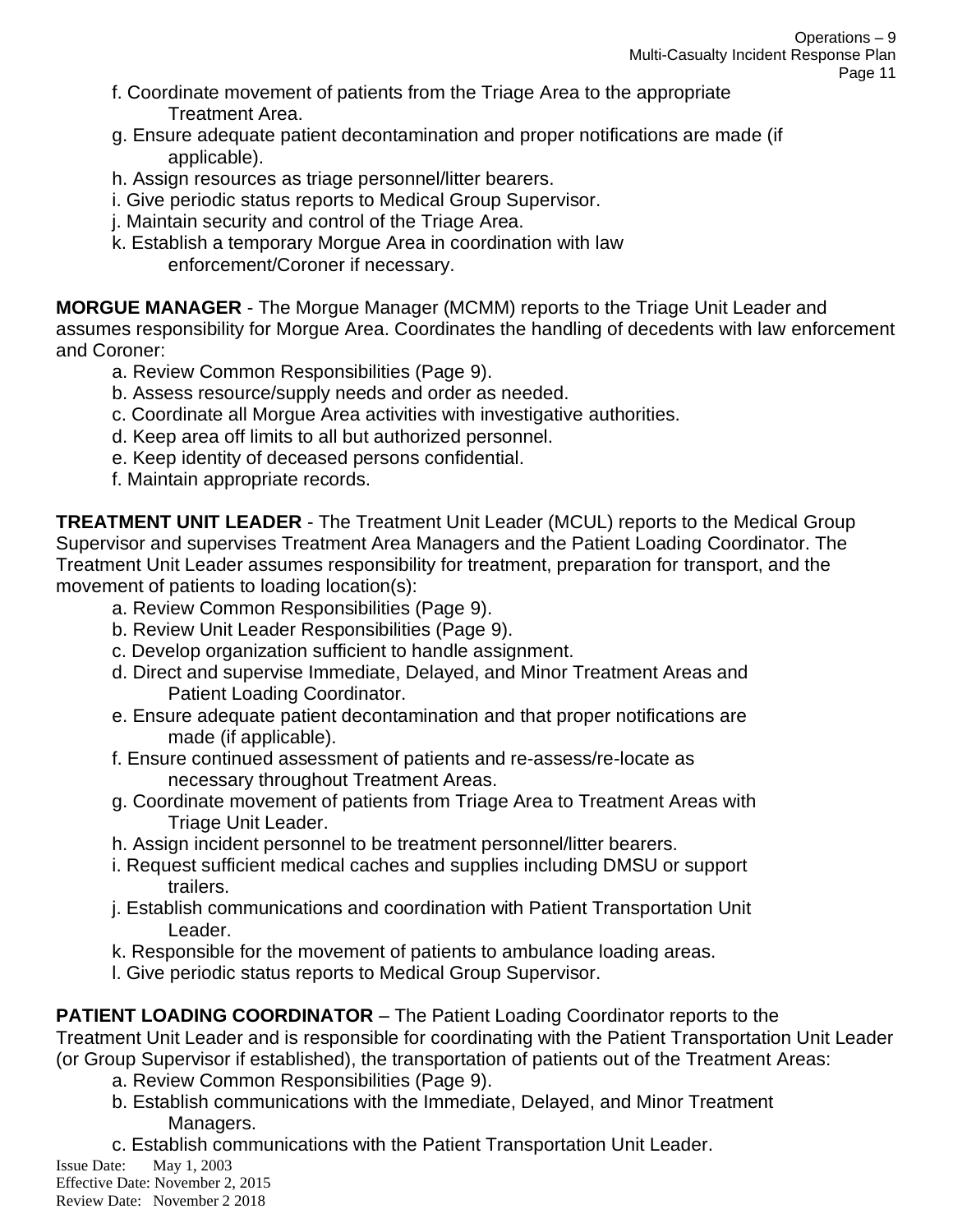f. Coordinate movement of patients from the Triage Area to the appropriate Treatment Area.
g. Ensure adequate patient decontamination and proper notifications are made (if applicable).
h. Assign resources as triage personnel/litter bearers.
i. Give periodic status reports to Medical Group Supervisor.
j. Maintain security and control of the Triage Area.
k. Establish a temporary Morgue Area in coordination with law enforcement/Coroner if necessary.

**MORGUE MANAGER** - The Morgue Manager (MCMM) reports to the Triage Unit Leader and assumes responsibility for Morgue Area. Coordinates the handling of decedents with law enforcement and Coroner:

a. Review Common Responsibilities (Page 9).
b. Assess resource/supply needs and order as needed.
c. Coordinate all Morgue Area activities with investigative authorities.
d. Keep area off limits to all but authorized personnel.
e. Keep identity of deceased persons confidential.
f. Maintain appropriate records.

**TREATMENT UNIT LEADER** - The Treatment Unit Leader (MCUL) reports to the Medical Group Supervisor and supervises Treatment Area Managers and the Patient Loading Coordinator. The Treatment Unit Leader assumes responsibility for treatment, preparation for transport, and the movement of patients to loading location(s):

a. Review Common Responsibilities (Page 9).
b. Review Unit Leader Responsibilities (Page 9).
c. Develop organization sufficient to handle assignment.
d. Direct and supervise Immediate, Delayed, and Minor Treatment Areas and Patient Loading Coordinator.
e. Ensure adequate patient decontamination and that proper notifications are made (if applicable).
f. Ensure continued assessment of patients and re-assess/re-locate as necessary throughout Treatment Areas.
g. Coordinate movement of patients from Triage Area to Treatment Areas with Triage Unit Leader.
h. Assign incident personnel to be treatment personnel/litter bearers.
i. Request sufficient medical caches and supplies including DMSU or support trailers.
j. Establish communications and coordination with Patient Transportation Unit Leader.
k. Responsible for the movement of patients to ambulance loading areas.
l. Give periodic status reports to Medical Group Supervisor.

**PATIENT LOADING COORDINATOR** – The Patient Loading Coordinator reports to the Treatment Unit Leader and is responsible for coordinating with the Patient Transportation Unit Leader (or Group Supervisor if established), the transportation of patients out of the Treatment Areas:

a. Review Common Responsibilities (Page 9).
b. Establish communications with the Immediate, Delayed, and Minor Treatment Managers.
c. Establish communications with the Patient Transportation Unit Leader.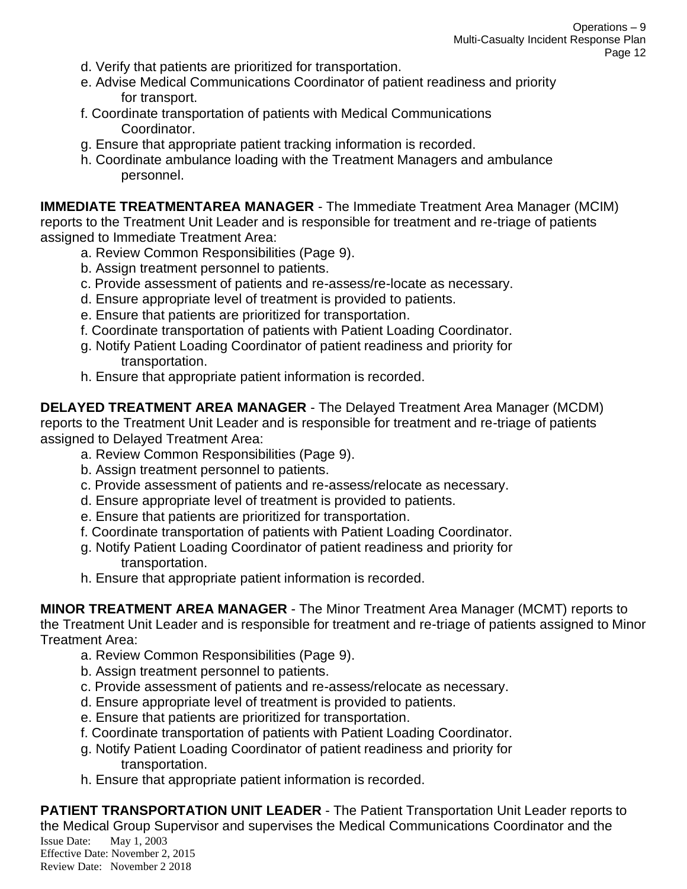d. Verify that patients are prioritized for transportation.
e. Advise Medical Communications Coordinator of patient readiness and priority for transport.
f. Coordinate transportation of patients with Medical Communications Coordinator.
g. Ensure that appropriate patient tracking information is recorded.
h. Coordinate ambulance loading with the Treatment Managers and ambulance personnel.

**IMMEDIATE TREATMENTAREA MANAGER** - The Immediate Treatment Area Manager (MCIM) reports to the Treatment Unit Leader and is responsible for treatment and re-triage of patients assigned to Immediate Treatment Area:

a. Review Common Responsibilities (Page 9).
b. Assign treatment personnel to patients.
c. Provide assessment of patients and re-assess/re-locate as necessary.
d. Ensure appropriate level of treatment is provided to patients.
e. Ensure that patients are prioritized for transportation.
f. Coordinate transportation of patients with Patient Loading Coordinator.
g. Notify Patient Loading Coordinator of patient readiness and priority for transportation.
h. Ensure that appropriate patient information is recorded.

**DELAYED TREATMENT AREA MANAGER** - The Delayed Treatment Area Manager (MCDM) reports to the Treatment Unit Leader and is responsible for treatment and re-triage of patients assigned to Delayed Treatment Area:

a. Review Common Responsibilities (Page 9).
b. Assign treatment personnel to patients.
c. Provide assessment of patients and re-assess/relocate as necessary.
d. Ensure appropriate level of treatment is provided to patients.
e. Ensure that patients are prioritized for transportation.
f. Coordinate transportation of patients with Patient Loading Coordinator.
g. Notify Patient Loading Coordinator of patient readiness and priority for transportation.
h. Ensure that appropriate patient information is recorded.

**MINOR TREATMENT AREA MANAGER** - The Minor Treatment Area Manager (MCMT) reports to the Treatment Unit Leader and is responsible for treatment and re-triage of patients assigned to Minor Treatment Area:

a. Review Common Responsibilities (Page 9).
b. Assign treatment personnel to patients.
c. Provide assessment of patients and re-assess/relocate as necessary.
d. Ensure appropriate level of treatment is provided to patients.
e. Ensure that patients are prioritized for transportation.
f. Coordinate transportation of patients with Patient Loading Coordinator.
g. Notify Patient Loading Coordinator of patient readiness and priority for transportation.
h. Ensure that appropriate patient information is recorded.

**PATIENT TRANSPORTATION UNIT LEADER** - The Patient Transportation Unit Leader reports to the Medical Group Supervisor and supervises the Medical Communications Coordinator and the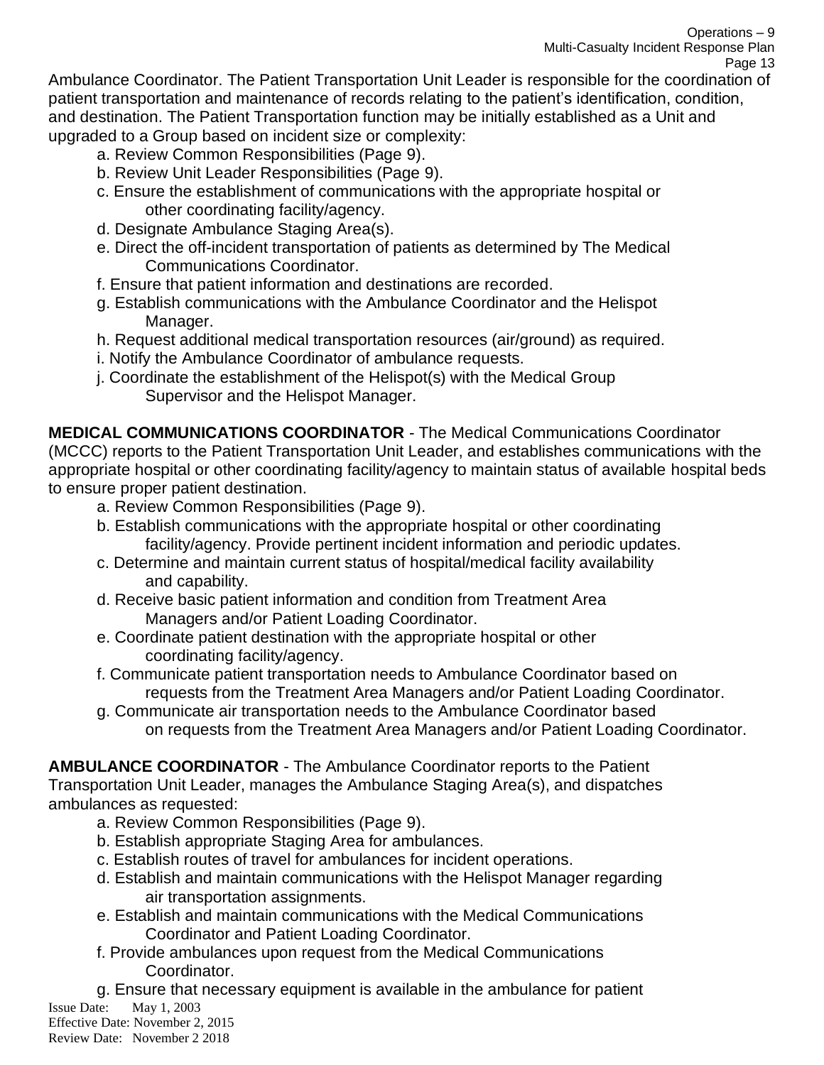Ambulance Coordinator. The Patient Transportation Unit Leader is responsible for the coordination of patient transportation and maintenance of records relating to the patient's identification, condition, and destination. The Patient Transportation function may be initially established as a Unit and upgraded to a Group based on incident size or complexity:

a. Review Common Responsibilities (Page 9).
b. Review Unit Leader Responsibilities (Page 9).
c. Ensure the establishment of communications with the appropriate hospital or other coordinating facility/agency.
d. Designate Ambulance Staging Area(s).
e. Direct the off-incident transportation of patients as determined by The Medical Communications Coordinator.
f. Ensure that patient information and destinations are recorded.
g. Establish communications with the Ambulance Coordinator and the Helispot Manager.
h. Request additional medical transportation resources (air/ground) as required.
i. Notify the Ambulance Coordinator of ambulance requests.
j. Coordinate the establishment of the Helispot(s) with the Medical Group Supervisor and the Helispot Manager.

**MEDICAL COMMUNICATIONS COORDINATOR** - The Medical Communications Coordinator (MCCC) reports to the Patient Transportation Unit Leader, and establishes communications with the appropriate hospital or other coordinating facility/agency to maintain status of available hospital beds to ensure proper patient destination.

a. Review Common Responsibilities (Page 9).
b. Establish communications with the appropriate hospital or other coordinating facility/agency. Provide pertinent incident information and periodic updates.
c. Determine and maintain current status of hospital/medical facility availability and capability.
d. Receive basic patient information and condition from Treatment Area Managers and/or Patient Loading Coordinator.
e. Coordinate patient destination with the appropriate hospital or other coordinating facility/agency.
f. Communicate patient transportation needs to Ambulance Coordinator based on requests from the Treatment Area Managers and/or Patient Loading Coordinator.
g. Communicate air transportation needs to the Ambulance Coordinator based on requests from the Treatment Area Managers and/or Patient Loading Coordinator.

**AMBULANCE COORDINATOR** - The Ambulance Coordinator reports to the Patient Transportation Unit Leader, manages the Ambulance Staging Area(s), and dispatches ambulances as requested:

a. Review Common Responsibilities (Page 9).
b. Establish appropriate Staging Area for ambulances.
c. Establish routes of travel for ambulances for incident operations.
d. Establish and maintain communications with the Helispot Manager regarding air transportation assignments.
e. Establish and maintain communications with the Medical Communications Coordinator and Patient Loading Coordinator.
f. Provide ambulances upon request from the Medical Communications Coordinator.
g. Ensure that necessary equipment is available in the ambulance for patient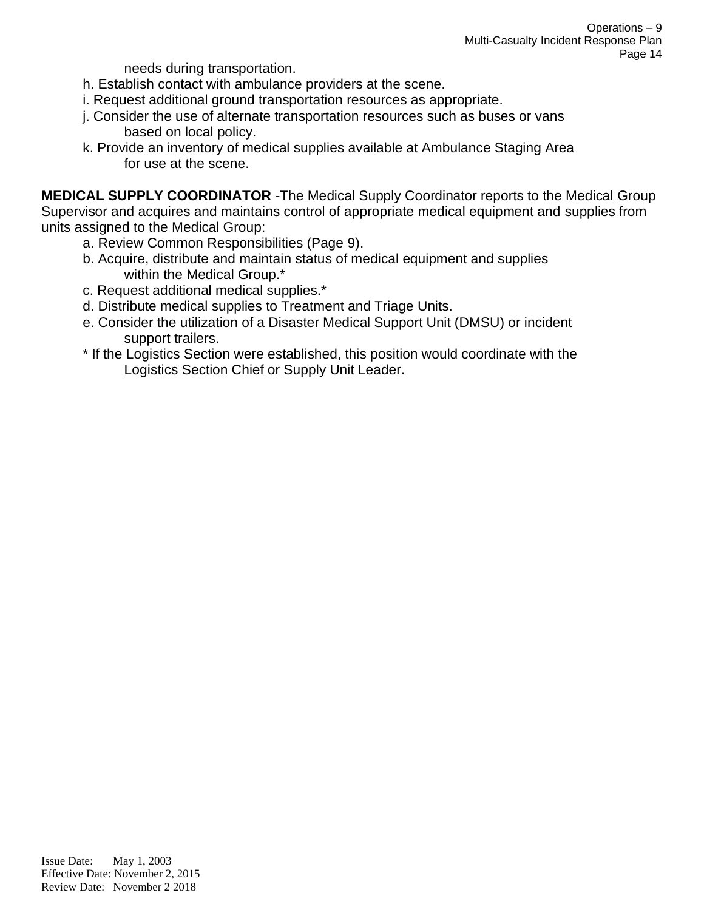needs during transportation.

h. Establish contact with ambulance providers at the scene.
i. Request additional ground transportation resources as appropriate.
j. Consider the use of alternate transportation resources such as buses or vans based on local policy.
k. Provide an inventory of medical supplies available at Ambulance Staging Area for use at the scene.

**MEDICAL SUPPLY COORDINATOR** -The Medical Supply Coordinator reports to the Medical Group Supervisor and acquires and maintains control of appropriate medical equipment and supplies from units assigned to the Medical Group:

a. Review Common Responsibilities (Page 9).
b. Acquire, distribute and maintain status of medical equipment and supplies within the Medical Group.*
c. Request additional medical supplies.*
d. Distribute medical supplies to Treatment and Triage Units.
e. Consider the utilization of a Disaster Medical Support Unit (DMSU) or incident support trailers.

* If the Logistics Section were established, this position would coordinate with the Logistics Section Chief or Supply Unit Leader.

Issue Date: May 1, 2003
Effective Date: November 2, 2015
Review Date: November 2 2018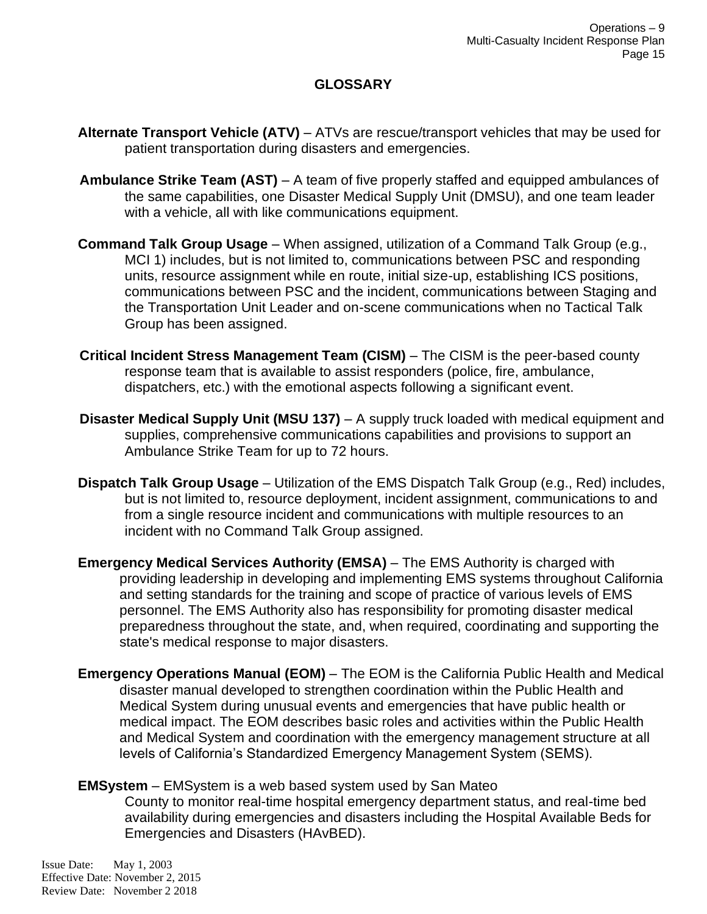# GLOSSARY

**Alternate Transport Vehicle (ATV)** – ATVs are rescue/transport vehicles that may be used for patient transportation during disasters and emergencies.

**Ambulance Strike Team (AST)** – A team of five properly staffed and equipped ambulances of the same capabilities, one Disaster Medical Supply Unit (DMSU), and one team leader with a vehicle, all with like communications equipment.

**Command Talk Group Usage** – When assigned, utilization of a Command Talk Group (e.g., MCI 1) includes, but is not limited to, communications between PSC and responding units, resource assignment while en route, initial size-up, establishing ICS positions, communications between PSC and the incident, communications between Staging and the Transportation Unit Leader and on-scene communications when no Tactical Talk Group has been assigned.

**Critical Incident Stress Management Team (CISM)** – The CISM is the peer-based county response team that is available to assist responders (police, fire, ambulance, dispatchers, etc.) with the emotional aspects following a significant event.

**Disaster Medical Supply Unit (MSU 137)** – A supply truck loaded with medical equipment and supplies, comprehensive communications capabilities and provisions to support an Ambulance Strike Team for up to 72 hours.

**Dispatch Talk Group Usage** – Utilization of the EMS Dispatch Talk Group (e.g., Red) includes, but is not limited to, resource deployment, incident assignment, communications to and from a single resource incident and communications with multiple resources to an incident with no Command Talk Group assigned.

**Emergency Medical Services Authority (EMSA)** – The EMS Authority is charged with providing leadership in developing and implementing EMS systems throughout California and setting standards for the training and scope of practice of various levels of EMS personnel. The EMS Authority also has responsibility for promoting disaster medical preparedness throughout the state, and, when required, coordinating and supporting the state's medical response to major disasters.

**Emergency Operations Manual (EOM)** – The EOM is the California Public Health and Medical disaster manual developed to strengthen coordination within the Public Health and Medical System during unusual events and emergencies that have public health or medical impact. The EOM describes basic roles and activities within the Public Health and Medical System and coordination with the emergency management structure at all levels of California's Standardized Emergency Management System (SEMS).

**EMSystem** – EMSystem is a web based system used by San Mateo County to monitor real-time hospital emergency department status, and real-time bed availability during emergencies and disasters including the Hospital Available Beds for Emergencies and Disasters (HAvBED).

Issue Date: May 1, 2003
Effective Date: November 2, 2015
Review Date: November 2 2018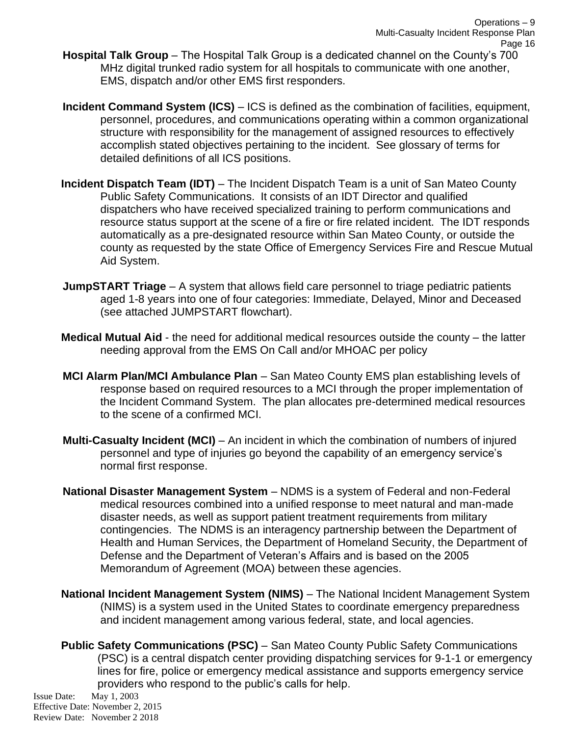**Hospital Talk Group** – The Hospital Talk Group is a dedicated channel on the County's 700 MHz digital trunked radio system for all hospitals to communicate with one another, EMS, dispatch and/or other EMS first responders.

**Incident Command System (ICS)** – ICS is defined as the combination of facilities, equipment, personnel, procedures, and communications operating within a common organizational structure with responsibility for the management of assigned resources to effectively accomplish stated objectives pertaining to the incident. See glossary of terms for detailed definitions of all ICS positions.

**Incident Dispatch Team (IDT)** – The Incident Dispatch Team is a unit of San Mateo County Public Safety Communications. It consists of an IDT Director and qualified dispatchers who have received specialized training to perform communications and resource status support at the scene of a fire or fire related incident. The IDT responds automatically as a pre-designated resource within San Mateo County, or outside the county as requested by the state Office of Emergency Services Fire and Rescue Mutual Aid System.

**JumpSTART Triage** – A system that allows field care personnel to triage pediatric patients aged 1-8 years into one of four categories: Immediate, Delayed, Minor and Deceased (see attached JUMPSTART flowchart).

**Medical Mutual Aid** - the need for additional medical resources outside the county – the latter needing approval from the EMS On Call and/or MHOAC per policy

**MCI Alarm Plan/MCI Ambulance Plan** – San Mateo County EMS plan establishing levels of response based on required resources to a MCI through the proper implementation of the Incident Command System. The plan allocates pre-determined medical resources to the scene of a confirmed MCI.

**Multi-Casualty Incident (MCI)** – An incident in which the combination of numbers of injured personnel and type of injuries go beyond the capability of an emergency service's normal first response.

**National Disaster Management System** – NDMS is a system of Federal and non-Federal medical resources combined into a unified response to meet natural and man-made disaster needs, as well as support patient treatment requirements from military contingencies. The NDMS is an interagency partnership between the Department of Health and Human Services, the Department of Homeland Security, the Department of Defense and the Department of Veteran's Affairs and is based on the 2005 Memorandum of Agreement (MOA) between these agencies.

**National Incident Management System (NIMS)** – The National Incident Management System (NIMS) is a system used in the United States to coordinate emergency preparedness and incident management among various federal, state, and local agencies.

**Public Safety Communications (PSC)** – San Mateo County Public Safety Communications (PSC) is a central dispatch center providing dispatching services for 9-1-1 or emergency lines for fire, police or emergency medical assistance and supports emergency service providers who respond to the public's calls for help.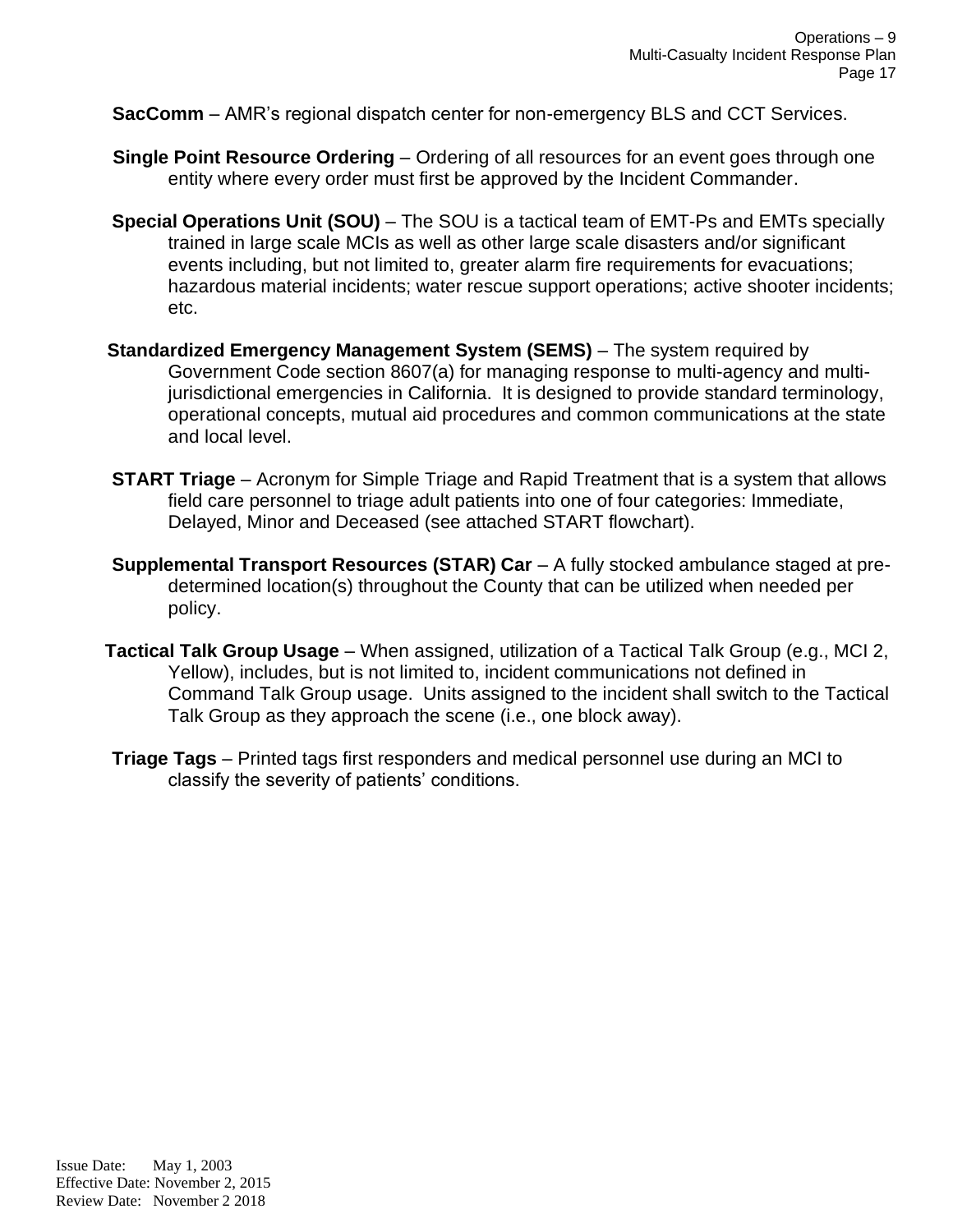**SacComm** – AMR's regional dispatch center for non-emergency BLS and CCT Services.

**Single Point Resource Ordering** – Ordering of all resources for an event goes through one entity where every order must first be approved by the Incident Commander.

**Special Operations Unit (SOU)** – The SOU is a tactical team of EMT-Ps and EMTs specially trained in large scale MCIs as well as other large scale disasters and/or significant events including, but not limited to, greater alarm fire requirements for evacuations; hazardous material incidents; water rescue support operations; active shooter incidents; etc.

**Standardized Emergency Management System (SEMS)** – The system required by Government Code section 8607(a) for managing response to multi-agency and multi-jurisdictional emergencies in California. It is designed to provide standard terminology, operational concepts, mutual aid procedures and common communications at the state and local level.

**START Triage** – Acronym for Simple Triage and Rapid Treatment that is a system that allows field care personnel to triage adult patients into one of four categories: Immediate, Delayed, Minor and Deceased (see attached START flowchart).

**Supplemental Transport Resources (STAR) Car** – A fully stocked ambulance staged at pre-determined location(s) throughout the County that can be utilized when needed per policy.

**Tactical Talk Group Usage** – When assigned, utilization of a Tactical Talk Group (e.g., MCI 2, Yellow), includes, but is not limited to, incident communications not defined in Command Talk Group usage. Units assigned to the incident shall switch to the Tactical Talk Group as they approach the scene (i.e., one block away).

**Triage Tags** – Printed tags first responders and medical personnel use during an MCI to classify the severity of patients' conditions.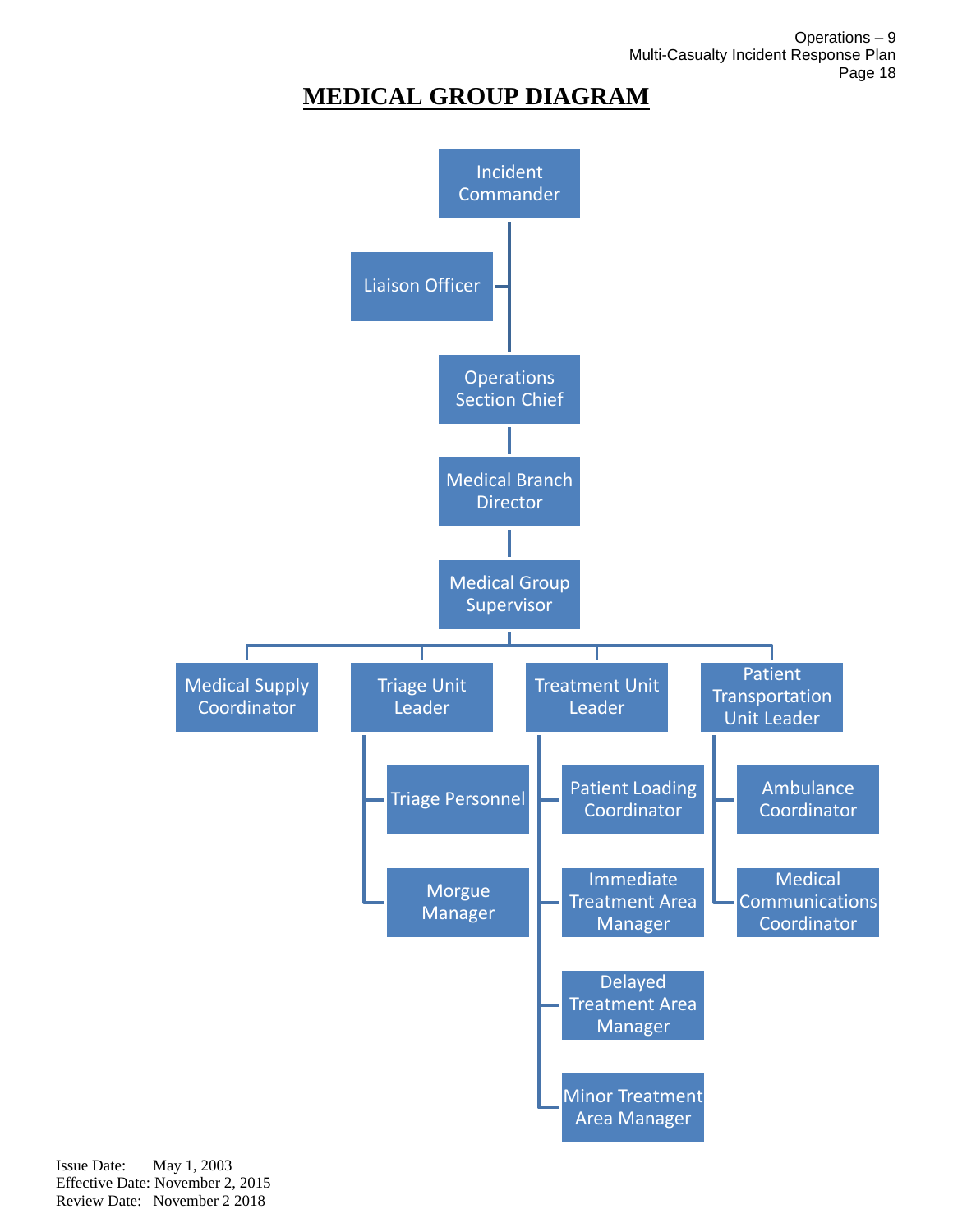# MEDICAL GROUP DIAGRAM

- Incident Commander
  - Liaison Officer
  - Operations Section Chief
    - Medical Branch Director
      - Medical Group Supervisor
        - Medical Supply Coordinator
        - Triage Unit Leader
          - Triage Personnel
          - Morgue Manager
        - Treatment Unit Leader
          - Patient Loading Coordinator
          - Immediate Treatment Area Manager
          - Delayed Treatment Area Manager
          - Minor Treatment Area Manager
        - Patient Transportation Unit Leader
          - Ambulance Coordinator
          - Medical Communications Coordinator

Issue Date: May 1, 2003
Effective Date: November 2, 2015
Review Date: November 2 2018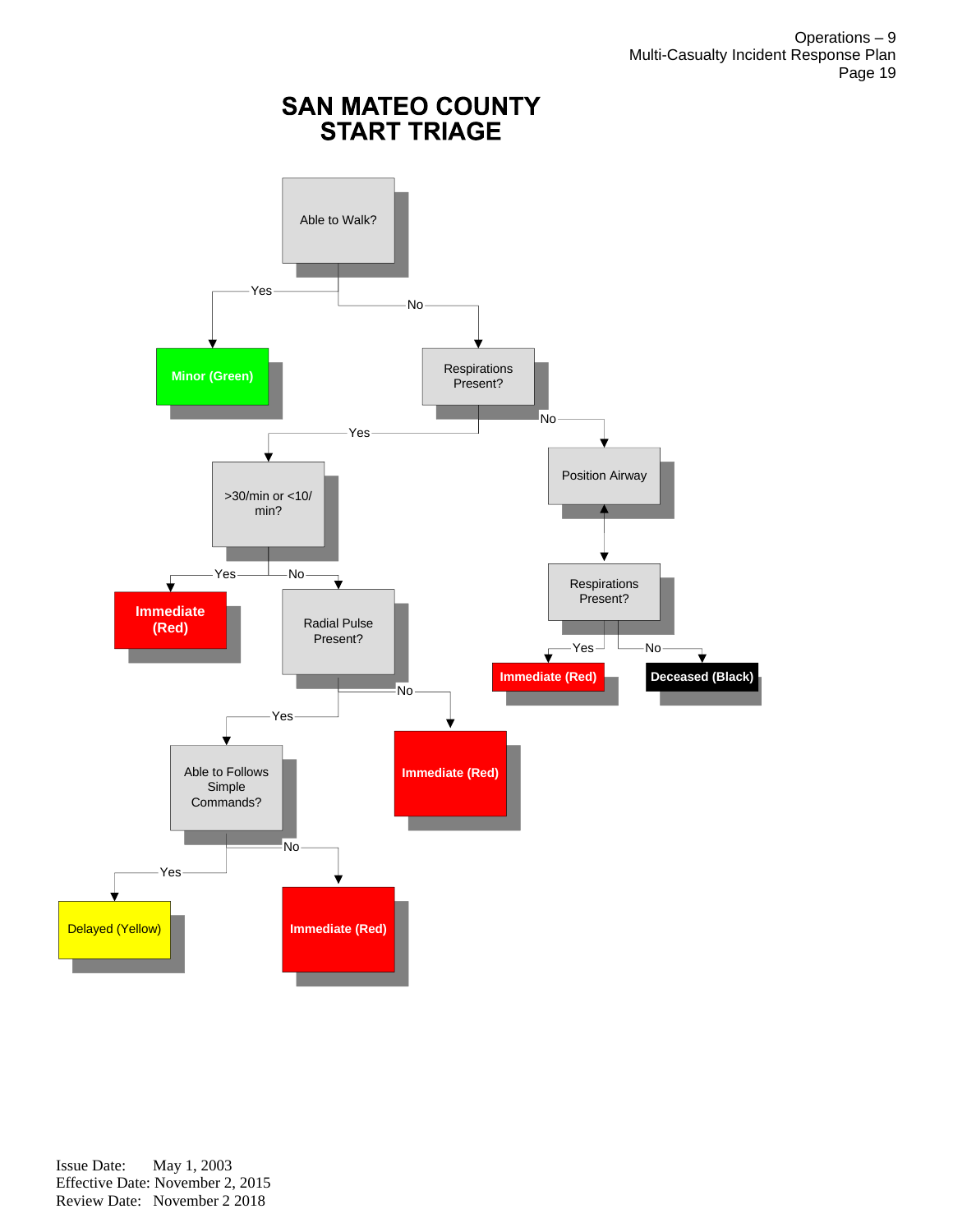# SAN MATEO COUNTY
# START TRIAGE

- **Able to Walk?**
  - Yes → **Minor (Green)**
  - No → **Respirations Present?**
    - Yes → **>30/min or <10/ min?**
      - Yes → **Immediate (Red)**
      - No → **Radial Pulse Present?**
        - Yes → **Able to Follows Simple Commands?**
          - Yes → **Delayed (Yellow)**
          - No → **Immediate (Red)**
        - No → **Immediate (Red)**
    - No → **Position Airway** → **Respirations Present?**
      - Yes → **Immediate (Red)**
      - No → **Deceased (Black)**

Issue Date: May 1, 2003
Effective Date: November 2, 2015
Review Date: November 2 2018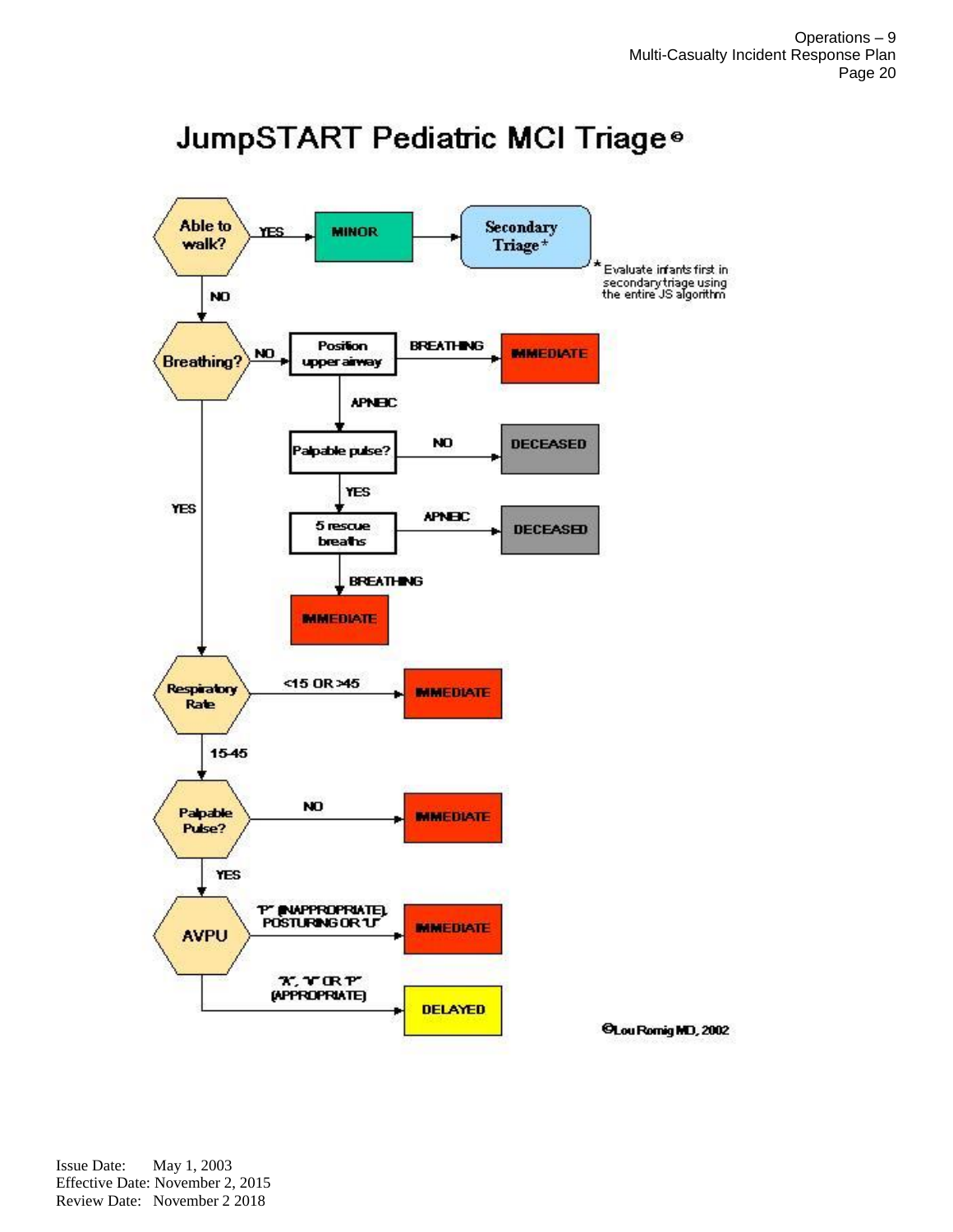# JumpSTART Pediatric MCI Triage©

- **Able to walk?**
  - YES → **MINOR** → **Secondary Triage***
  - NO → **Breathing?**
- **Breathing?**
  - NO → Position upper airway
    - BREATHING → **IMMEDIATE**
    - APNEIC → Palpable pulse?
      - NO → **DECEASED**
      - YES → 5 rescue breaths
        - APNEIC → **DECEASED**
        - BREATHING → **IMMEDIATE**
  - YES → **Respiratory Rate**
- **Respiratory Rate**
  - <15 OR >45 → **IMMEDIATE**
  - 15-45 → **Palpable Pulse?**
- **Palpable Pulse?**
  - NO → **IMMEDIATE**
  - YES → **AVPU**
- **AVPU**
  - "P" (INAPPROPRIATE), POSTURING OR "U" → **IMMEDIATE**
  - "A", "V" OR "P" (APPROPRIATE) → **DELAYED**

\* Evaluate infants first in secondary triage using the entire JS algorithm

©Lou Romig MD, 2002

Issue Date: May 1, 2003
Effective Date: November 2, 2015
Review Date: November 2 2018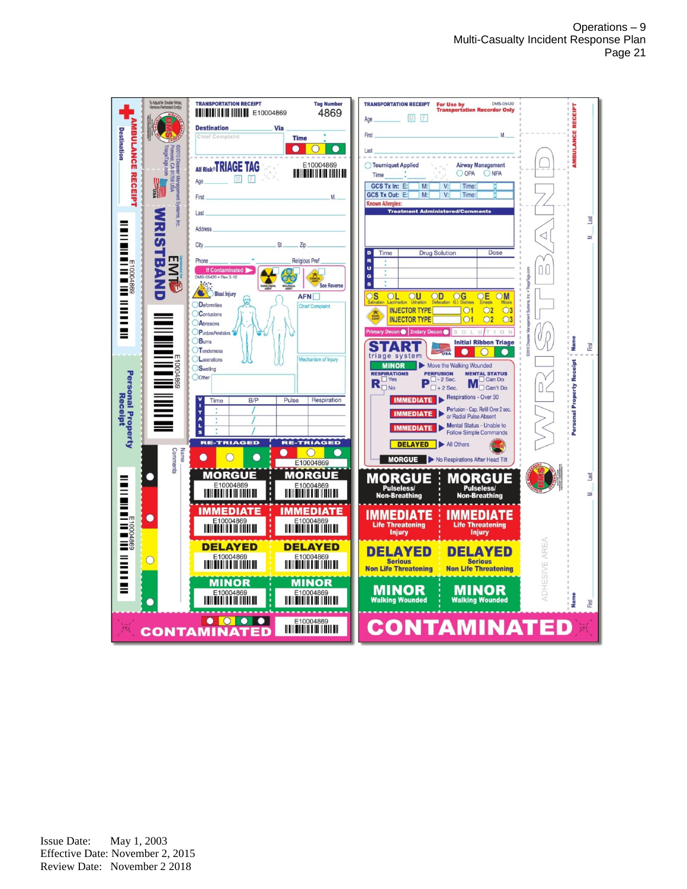**AMBULANCE RECEIPT**
Destination

E10004869

**WRISTBAND**

EMT

To Adjust for Smaller Wrists, Remove Perforated End(s)

©2010 Disaster Management Systems, Inc. Pomona, CA 91768 USA TriageTags.com

E10004869

**Personal Property Receipt**

Name
Comments

E10004869

**TRANSPORTATION RECEIPT** Tag Number
E10004869 4869

Destination Via
Chief Complaint
Time

All Risk® **TRIAGE TAG** E10004869

Age M F
First M.
Last
Address
City St Zip
Phone Religious Pref

If Contaminated ▶ DMS-05420 • Rev 3-12
Radiological Agent · Biological Agent · Chemical Agent · See Reverse

Blast Injury
AFN
Deformities
Contusions
Abrasions
Punctures/Penetrations
Burns
Tenderness
Lacerations
Swelling
Other

Chief Complaint
Mechanism of Injury

| VITALS | Time | B/P | Pulse | Respiration |
|---|---|---|---|---|
| | : | / | | |
| | : | / | | |
| | : | / | | |

RE-TRIAGED | RE-TRIAGED
E10004869

**MORGUE** E10004869 | **MORGUE** E10004869
**IMMEDIATE** E10004869 | **IMMEDIATE** E10004869
**DELAYED** E10004869 | **DELAYED** E10004869
**MINOR** E10004869 | **MINOR** E10004869

**CONTAMINATED** E10004869

**TRANSPORTATION RECEIPT** For Use by Transportation Recorder Only DMS-05420

Age M F
First M.
Last

Tourniquet Applied Time
Airway Management OPA NPA

GCS Tx In: E: M: V: Time:
GCS Tx Out: E: M: V: Time:

Known Allergies:

Treatment Administered/Comments

| DRUGS | Time | Drug Solution | Dose |
|---|---|---|---|
| | : | | |
| | : | | |
| | : | | |

S Salivation · L Lacrimation · U Urination · D Defecation · G G.I. Distress · E Emesis · M Miosis

Nerve Agent: INJECTOR TYPE 1 2 3
INJECTOR TYPE 1 2 3

Primary Decon · 2ndary Decon · SOLUTION

**START** triage system
Initial Ribbon Triage

MINOR ▶ Move the Walking Wounded

RESPIRATIONS R Yes / No
PERFUSION P - 2 Sec. / + 2 Sec.
MENTAL STATUS M Can Do / Can't Do

IMMEDIATE ▶ Respirations - Over 30
IMMEDIATE ▶ Perfusion - Cap. Refill Over 2 sec. or Radial Pulse Absent
IMMEDIATE ▶ Mental Status - Unable to Follow Simple Commands
DELAYED ▶ All Others
MORGUE ▶ No Respirations After Head Tilt

**MORGUE** Pulseless/ Non-Breathing | **MORGUE** Pulseless/ Non-Breathing
**IMMEDIATE** Life Threatening Injury | **IMMEDIATE** Life Threatening Injury
**DELAYED** Serious Non Life Threatening | **DELAYED** Serious Non Life Threatening
**MINOR** Walking Wounded | **MINOR** Walking Wounded

**CONTAMINATED**

©2010 Disaster Management Systems, Inc. • TriageTags.com

**WRISTBAND**

ADHESIVE AREA

**AMBULANCE RECEIPT**
Last M.
Name First

**Personal Property Receipt**
Last M.
Name First